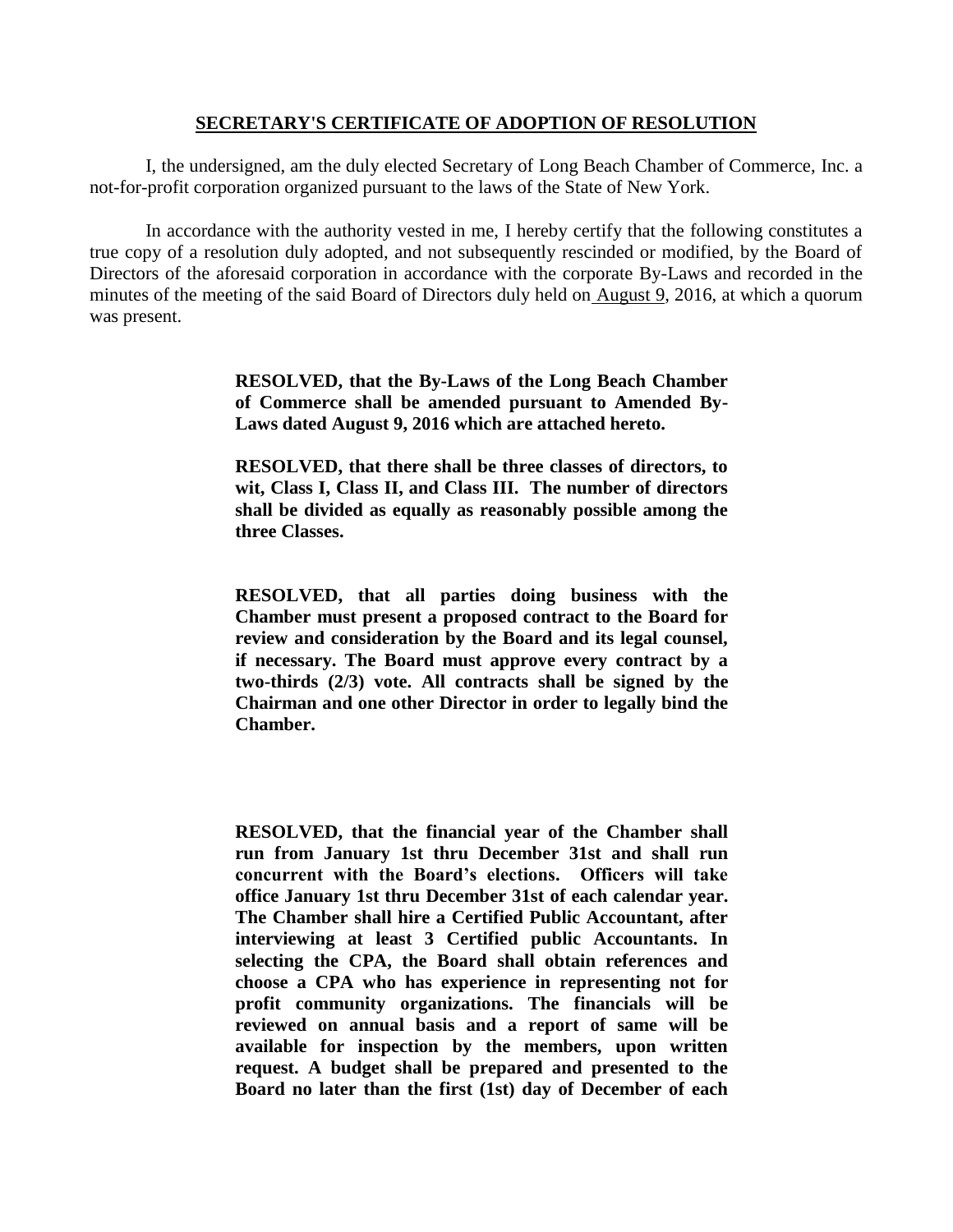## SECRETARY'S CERTIFICATE OF ADOPTION OF RESOLUTION

I, the undersigned, am the duly elected Secretary of Long Beach Chamber of Commerce, Inc. a not-for-profit corporation organized pursuant to the laws of the State of New York.

In accordance with the authority vested in me, I hereby certify that the following constitutes a true copy of a resolution duly adopted, and not subsequently rescinded or modified, by the Board of Directors of the aforesaid corporation in accordance with the corporate By-Laws and recorded in the minutes of the meeting of the said Board of Directors duly held on August 9, 2016, at which a quorum was present.

**RESOLVED, that the By-Laws of the Long Beach Chamber of Commerce shall be amended pursuant to Amended By-Laws dated August 9, 2016 which are attached hereto.**

**RESOLVED, that there shall be three classes of directors, to wit, Class I, Class II, and Class III. The number of directors shall be divided as equally as reasonably possible among the three Classes.**

**RESOLVED, that all parties doing business with the Chamber must present a proposed contract to the Board for review and consideration by the Board and its legal counsel, if necessary. The Board must approve every contract by a two-thirds (2/3) vote. All contracts shall be signed by the Chairman and one other Director in order to legally bind the Chamber.**

**RESOLVED, that the financial year of the Chamber shall run from January 1st thru December 31st and shall run concurrent with the Board's elections. Officers will take office January 1st thru December 31st of each calendar year. The Chamber shall hire a Certified Public Accountant, after interviewing at least 3 Certified public Accountants. In selecting the CPA, the Board shall obtain references and choose a CPA who has experience in representing not for profit community organizations. The financials will be reviewed on annual basis and a report of same will be available for inspection by the members, upon written request. A budget shall be prepared and presented to the Board no later than the first (1st) day of December of each**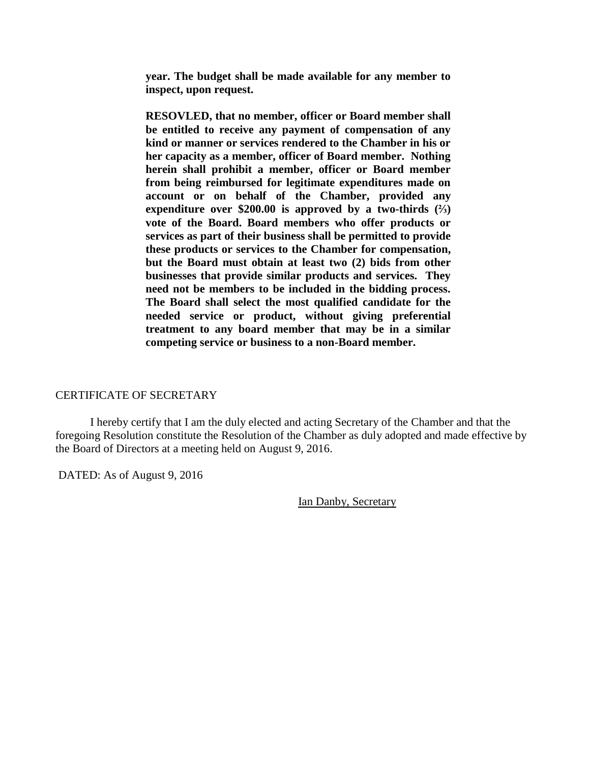**year. The budget shall be made available for any member to inspect, upon request.**

**RESOVLED, that no member, officer or Board member shall be entitled to receive any payment of compensation of any kind or manner or services rendered to the Chamber in his or her capacity as a member, officer of Board member. Nothing herein shall prohibit a member, officer or Board member from being reimbursed for legitimate expenditures made on account or on behalf of the Chamber, provided any expenditure over $200.00 is approved by a two-thirds (⅔) vote of the Board. Board members who offer products or services as part of their business shall be permitted to provide these products or services to the Chamber for compensation, but the Board must obtain at least two (2) bids from other businesses that provide similar products and services. They need not be members to be included in the bidding process. The Board shall select the most qualified candidate for the needed service or product, without giving preferential treatment to any board member that may be in a similar competing service or business to a non-Board member.**

CERTIFICATE OF SECRETARY

I hereby certify that I am the duly elected and acting Secretary of the Chamber and that the foregoing Resolution constitute the Resolution of the Chamber as duly adopted and made effective by the Board of Directors at a meeting held on August 9, 2016.

DATED: As of August 9, 2016

Ian Danby, Secretary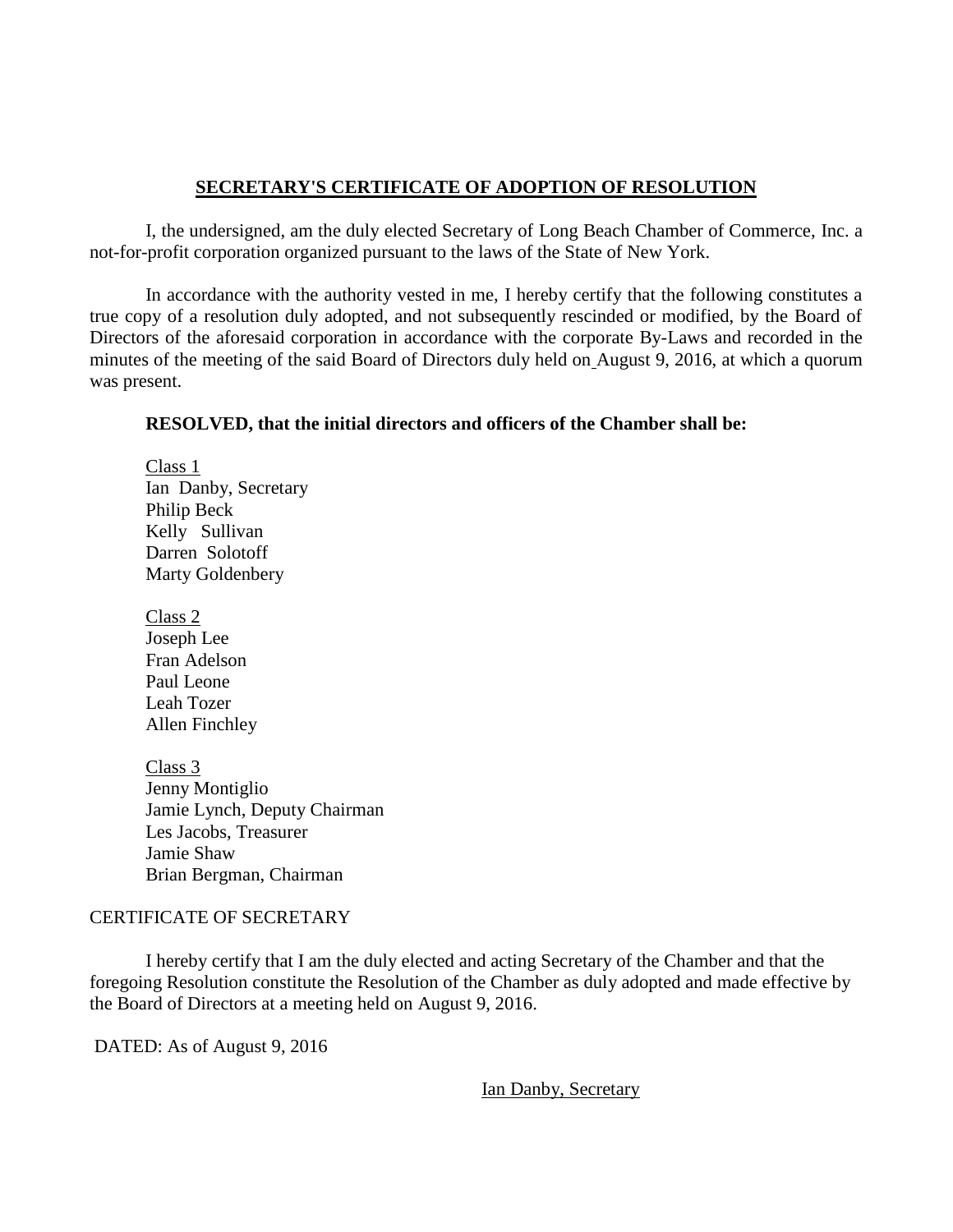## SECRETARY'S CERTIFICATE OF ADOPTION OF RESOLUTION

I, the undersigned, am the duly elected Secretary of Long Beach Chamber of Commerce, Inc. a not-for-profit corporation organized pursuant to the laws of the State of New York.

In accordance with the authority vested in me, I hereby certify that the following constitutes a true copy of a resolution duly adopted, and not subsequently rescinded or modified, by the Board of Directors of the aforesaid corporation in accordance with the corporate By-Laws and recorded in the minutes of the meeting of the said Board of Directors duly held on August 9, 2016, at which a quorum was present.

**RESOLVED, that the initial directors and officers of the Chamber shall be:**

Class 1
Ian Danby, Secretary
Philip Beck
Kelly Sullivan
Darren Solotoff
Marty Goldenbery

Class 2
Joseph Lee
Fran Adelson
Paul Leone
Leah Tozer
Allen Finchley

Class 3
Jenny Montiglio
Jamie Lynch, Deputy Chairman
Les Jacobs, Treasurer
Jamie Shaw
Brian Bergman, Chairman

CERTIFICATE OF SECRETARY

I hereby certify that I am the duly elected and acting Secretary of the Chamber and that the foregoing Resolution constitute the Resolution of the Chamber as duly adopted and made effective by the Board of Directors at a meeting held on August 9, 2016.

DATED: As of August 9, 2016

Ian Danby, Secretary